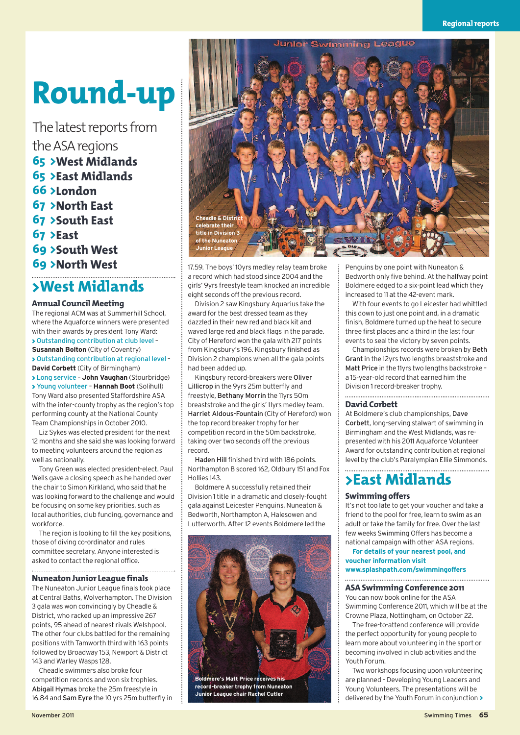# Round-up

The latest reports from the ASA regions

**65 >West Midlands**
**65 >East Midlands**
**66 >London**
**67 >North East**
**67 >South East**
**67 >East**
**69 >South West**
**69 >North West**

## >West Midlands

### Annual Council Meeting

The regional ACM was at Summerhill School, where the Aquaforce winners were presented with their awards by president Tony Ward:

> Outstanding contribution at club level – **Susannah Bolton** (City of Coventry)
> Outstanding contribution at regional level – **David Corbett** (City of Birmingham)
> Long service – **John Vaughan** (Stourbridge)
> Young volunteer – **Hannah Boot** (Solihull)

Tony Ward also presented Staffordshire ASA with the inter-county trophy as the region's top performing county at the National County Team Championships in October 2010.

Liz Sykes was elected president for the next 12 months and she said she was looking forward to meeting volunteers around the region as well as nationally.

Tony Green was elected president-elect. Paul Wells gave a closing speech as he handed over the chair to Simon Kirkland, who said that he was looking forward to the challenge and would be focusing on some key priorities, such as local authorities, club funding, governance and workforce.

The region is looking to fill the key positions, those of diving co-ordinator and rules committee secretary. Anyone interested is asked to contact the regional office.

### Nuneaton Junior League finals

The Nuneaton Junior League finals took place at Central Baths, Wolverhampton. The Division 3 gala was won convincingly by Cheadle & District, who racked up an impressive 267 points, 95 ahead of nearest rivals Welshpool. The other four clubs battled for the remaining positions with Tamworth third with 163 points followed by Broadway 153, Newport & District 143 and Warley Wasps 128.

Cheadle swimmers also broke four competition records and won six trophies. Abigail Hymas broke the 25m freestyle in 16.84 and Sam Eyre the 10 yrs 25m butterfly in 17.59. The boys' 10yrs medley relay team broke a record which had stood since 2004 and the girls' 9yrs freestyle team knocked an incredible eight seconds off the previous record.

Cheadle & District celebrate their title in Division 3 of the Nuneaton Junior League

Division 2 saw Kingsbury Aquarius take the award for the best dressed team as they dazzled in their new red and black kit and waved large red and black flags in the parade. City of Hereford won the gala with 217 points from Kingsbury's 196. Kingsbury finished as Division 2 champions when all the gala points had been added up.

Kingsbury record-breakers were Oliver Lillicrop in the 9yrs 25m butterfly and freestyle, Bethany Morrin the 11yrs 50m breaststroke and the girls' 11yrs medley team. Harriet Aldous-Fountain (City of Hereford) won the top record breaker trophy for her competition record in the 50m backstroke, taking over two seconds off the previous record.

Haden Hill finished third with 186 points. Northampton B scored 162, Oldbury 151 and Fox Hollies 143.

Boldmere A successfully retained their Division 1 title in a dramatic and closely-fought gala against Leicester Penguins, Nuneaton & Bedworth, Northampton A, Halesowen and Lutterworth. After 12 events Boldmere led the Penguins by one point with Nuneaton & Bedworth only five behind. At the halfway point Boldmere edged to a six-point lead which they increased to 11 at the 42-event mark.

Boldmere's Matt Price receives his record-breaker trophy from Nuneaton Junior League chair Rachel Cutler

With four events to go Leicester had whittled this down to just one point and, in a dramatic finish, Boldmere turned up the heat to secure three first places and a third in the last four events to seal the victory by seven points.

Championships records were broken by Beth Grant in the 12yrs two lengths breaststroke and Matt Price in the 11yrs two lengths backstroke – a 15-year-old record that earned him the Division 1 record-breaker trophy.

### David Corbett

At Boldmere's club championships, Dave Corbett, long-serving stalwart of swimming in Birmingham and the West Midlands, was re-presented with his 2011 Aquaforce Volunteer Award for outstanding contribution at regional level by the club's Paralympian Ellie Simmonds.

## >East Midlands

### Swimming offers

It's not too late to get your voucher and take a friend to the pool for free, learn to swim as an adult or take the family for free. Over the last few weeks Swimming Offers has become a national campaign with other ASA regions.

**For details of your nearest pool, and voucher information visit www.splashpath.com/swimmingoffers**

### ASA Swimming Conference 2011

You can now book online for the ASA Swimming Conference 2011, which will be at the Crowne Plaza, Nottingham, on October 22.

The free-to-attend conference will provide the perfect opportunity for young people to learn more about volunteering in the sport or becoming involved in club activities and the Youth Forum.

Two workshops focusing upon volunteering are planned – Developing Young Leaders and Young Volunteers. The presentations will be delivered by the Youth Forum in conjunction >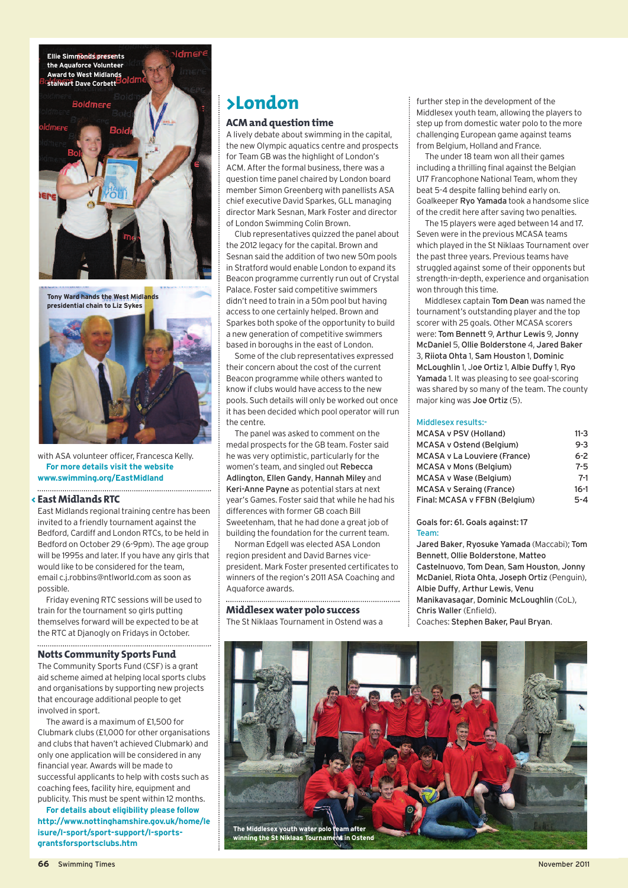Ellie Simmonds presents the Aquaforce Volunteer Award to West Midlands stalwart Dave Corbett

Tony Ward hands the West Midlands presidential chain to Liz Sykes

with ASA volunteer officer, Francesca Kelly.

**For more details visit the website www.swimming.org/EastMidland**

### East Midlands RTC

East Midlands regional training centre has been invited to a friendly tournament against the Bedford, Cardiff and London RTCs, to be held in Bedford on October 29 (6-9pm). The age group will be 1995s and later. If you have any girls that would like to be considered for the team, email c.j.robbins@ntlworld.com as soon as possible.

Friday evening RTC sessions will be used to train for the tournament so girls putting themselves forward will be expected to be at the RTC at Djanogly on Fridays in October.

### Notts Community Sports Fund

The Community Sports Fund (CSF) is a grant aid scheme aimed at helping local sports clubs and organisations by supporting new projects that encourage additional people to get involved in sport.

The award is a maximum of £1,500 for Clubmark clubs (£1,000 for other organisations and clubs that haven't achieved Clubmark) and only one application will be considered in any financial year. Awards will be made to successful applicants to help with costs such as coaching fees, facility hire, equipment and publicity. This must be spent within 12 months.

**For details about eligibility please follow http://www.nottinghamshire.gov.uk/home/leisure/l-sport/sport-support/l-sports-grantsforsportsclubs.htm**

# >London

### ACM and question time

A lively debate about swimming in the capital, the new Olympic aquatics centre and prospects for Team GB was the highlight of London's ACM. After the formal business, there was a question time panel chaired by London board member Simon Greenberg with panellists ASA chief executive David Sparkes, GLL managing director Mark Sesnan, Mark Foster and director of London Swimming Colin Brown.

Club representatives quizzed the panel about the 2012 legacy for the capital. Brown and Sesnan said the addition of two new 50m pools in Stratford would enable London to expand its Beacon programme currently run out of Crystal Palace. Foster said competitive swimmers didn't need to train in a 50m pool but having access to one certainly helped. Brown and Sparkes both spoke of the opportunity to build a new generation of competitive swimmers based in boroughs in the east of London.

Some of the club representatives expressed their concern about the cost of the current Beacon programme while others wanted to know if clubs would have access to the new pools. Such details will only be worked out once it has been decided which pool operator will run the centre.

The panel was asked to comment on the medal prospects for the GB team. Foster said he was very optimistic, particularly for the women's team, and singled out **Rebecca Adlington**, **Ellen Gandy**, **Hannah Miley** and **Keri-Anne Payne** as potential stars at next year's Games. Foster said that while he had his differences with former GB coach Bill Sweetenham, that he had done a great job of building the foundation for the current team.

Norman Edgell was elected ASA London region president and David Barnes vice-president. Mark Foster presented certificates to winners of the region's 2011 ASA Coaching and Aquaforce awards.

### Middlesex water polo success

The St Niklaas Tournament in Ostend was a further step in the development of the Middlesex youth team, allowing the players to step up from domestic water polo to the more challenging European game against teams from Belgium, Holland and France.

The under 18 team won all their games including a thrilling final against the Belgian U17 Francophone National Team, whom they beat 5-4 despite falling behind early on. Goalkeeper **Ryo Yamada** took a handsome slice of the credit here after saving two penalties.

The 15 players were aged between 14 and 17. Seven were in the previous MCASA teams which played in the St Niklaas Tournament over the past three years. Previous teams have struggled against some of their opponents but strength-in-depth, experience and organisation won through this time.

Middlesex captain **Tom Dean** was named the tournament's outstanding player and the top scorer with 25 goals. Other MCASA scorers were: **Tom Bennett** 9, **Arthur Lewis** 9, **Jonny McDaniel** 5, **Ollie Bolderstone** 4, **Jared Baker** 3, **Riiota Ohta** 1, **Sam Houston** 1, **Dominic McLoughlin** 1, **Joe Ortiz** 1, **Albie Duffy** 1, **Ryo Yamada** 1. It was pleasing to see goal-scoring was shared by so many of the team. The county major king was **Joe Ortiz** (5).

**Middlesex results:-**

| | |
|---|---|
| MCASA v PSV (Holland) | 11-3 |
| MCASA v Ostend (Belgium) | 9-3 |
| MCASA v La Louviere (France) | 6-2 |
| MCASA v Mons (Belgium) | 7-5 |
| MCASA v Wase (Belgium) | 7-1 |
| MCASA v Seraing (France) | 16-1 |
| Final: MCASA v FFBN (Belgium) | 5-4 |

Goals for: 61. Goals against: 17

**Team:**

**Jared Baker**, **Ryosuke Yamada** (Maccabi); **Tom Bennett**, **Ollie Bolderstone**, **Matteo Castelnuovo**, **Tom Dean**, **Sam Houston**, **Jonny McDaniel**, **Riota Ohta**, **Joseph Ortiz** (Penguin), **Albie Duffy**, **Arthur Lewis**, **Venu Manikavasagar**, **Dominic McLoughlin** (CoL), **Chris Waller** (Enfield).

Coaches: **Stephen Baker, Paul Bryan.**

The Middlesex youth water polo team after winning the St Niklaas Tournament in Ostend